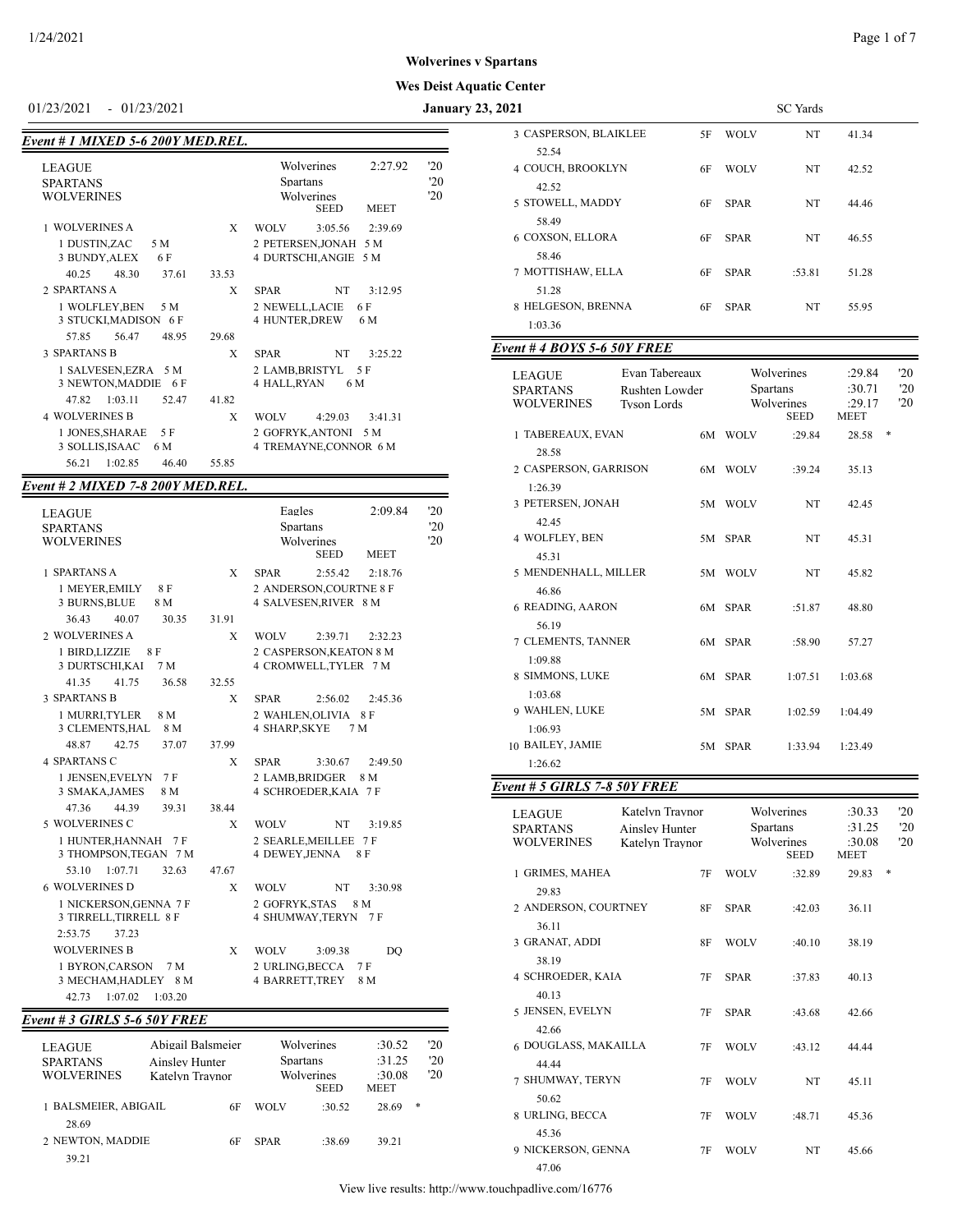**Wolverines v Spartans**

**Wes Deist Aquatic Center**

01/23/2021 - 01/23/2021 **January 23, 2021** SC Yards

### Event # 1 MIXED 5-6 200Y MED.REL.

| LEAGUE | | Wolverines | 2:27.92 | '20 |
|---|---|---|---|---|
| SPARTANS | | Spartans | | '20 |
| WOLVERINES | | Wolverines | | '20 |
| | | SEED | MEET | |
| 1 WOLVERINES A | X | WOLV 3:05.56 | 2:39.69 | |
| 1 DUSTIN,ZAC 5 M | | 2 PETERSEN,JONAH 5 M | | |
| 3 BUNDY,ALEX 6 F | | 4 DURTSCHI,ANGIE 5 M | | |
| 40.25 48.30 37.61 33.53 | | | | |
| 2 SPARTANS A | X | SPAR NT | 3:12.95 | |
| 1 WOLFLEY,BEN 5 M | | 2 NEWELL,LACIE 6 F | | |
| 3 STUCKI,MADISON 6 F | | 4 HUNTER,DREW 6 M | | |
| 57.85 56.47 48.95 29.68 | | | | |
| 3 SPARTANS B | X | SPAR NT | 3:25.22 | |
| 1 SALVESEN,EZRA 5 M | | 2 LAMB,BRISTYL 5 F | | |
| 3 NEWTON,MADDIE 6 F | | 4 HALL,RYAN 6 M | | |
| 47.82 1:03.11 52.47 41.82 | | | | |
| 4 WOLVERINES B | X | WOLV 4:29.03 | 3:41.31 | |
| 1 JONES,SHARAE 5 F | | 2 GOFRYK,ANTONI 5 M | | |
| 3 SOLLIS,ISAAC 6 M | | 4 TREMAYNE,CONNOR 6 M | | |
| 56.21 1:02.85 46.40 55.85 | | | | |

### Event # 2 MIXED 7-8 200Y MED.REL.

| LEAGUE | | Eagles | 2:09.84 | '20 |
|---|---|---|---|---|
| SPARTANS | | Spartans | | '20 |
| WOLVERINES | | Wolverines | | '20 |
| | | SEED | MEET | |
| 1 SPARTANS A | X | SPAR 2:55.42 | 2:18.76 | |
| 1 MEYER,EMILY 8 F | | 2 ANDERSON,COURTNE 8 F | | |
| 3 BURNS,BLUE 8 M | | 4 SALVESEN,RIVER 8 M | | |
| 36.43 40.07 30.35 31.91 | | | | |
| 2 WOLVERINES A | X | WOLV 2:39.71 | 2:32.23 | |
| 1 BIRD,LIZZIE 8 F | | 2 CASPERSON,KEATON 8 M | | |
| 3 DURTSCHI,KAI 7 M | | 4 CROMWELL,TYLER 7 M | | |
| 41.35 41.75 36.58 32.55 | | | | |
| 3 SPARTANS B | X | SPAR 2:56.02 | 2:45.36 | |
| 1 MURRI,TYLER 8 M | | 2 WAHLEN,OLIVIA 8 F | | |
| 3 CLEMENTS,HAL 8 M | | 4 SHARP,SKYE 7 M | | |
| 48.87 42.75 37.07 37.99 | | | | |
| 4 SPARTANS C | X | SPAR 3:30.67 | 2:49.50 | |
| 1 JENSEN,EVELYN 7 F | | 2 LAMB,BRIDGER 8 M | | |
| 3 SMAKA,JAMES 8 M | | 4 SCHROEDER,KAIA 7 F | | |
| 47.36 44.39 39.31 38.44 | | | | |
| 5 WOLVERINES C | X | WOLV NT | 3:19.85 | |
| 1 HUNTER,HANNAH 7 F | | 2 SEARLE,MEILLEE 7 F | | |
| 3 THOMPSON,TEGAN 7 M | | 4 DEWEY,JENNA 8 F | | |
| 53.10 1:07.71 32.63 47.67 | | | | |
| 6 WOLVERINES D | X | WOLV NT | 3:30.98 | |
| 1 NICKERSON,GENNA 7 F | | 2 GOFRYK,STAS 8 M | | |
| 3 TIRRELL,TIRRELL 8 F | | 4 SHUMWAY,TERYN 7 F | | |
| 2:53.75 37.23 | | | | |
| WOLVERINES B | X | WOLV 3:09.38 | DQ | |
| 1 BYRON,CARSON 7 M | | 2 URLING,BECCA 7 F | | |
| 3 MECHAM,HADLEY 8 M | | 4 BARRETT,TREY 8 M | | |
| 42.73 1:07.02 1:03.20 | | | | |

### Event # 3 GIRLS 5-6 50Y FREE

| LEAGUE | Abigail Balsmeier | | Wolverines | :30.52 | '20 |
|---|---|---|---|---|---|
| SPARTANS | Ainsley Hunter | | Spartans | :31.25 | '20 |
| WOLVERINES | Katelyn Traynor | | Wolverines | :30.08 | '20 |
| | | | SEED | MEET | |
| 1 BALSMEIER, ABIGAIL | 6F | WOLV | :30.52 | 28.69 | * |
| 28.69 | | | | | |
| 2 NEWTON, MADDIE | 6F | SPAR | :38.69 | 39.21 | |
| 39.21 | | | | | |
| 3 CASPERSON, BLAIKLEE | 5F | WOLV | NT | 41.34 | |
| 52.54 | | | | | |
| 4 COUCH, BROOKLYN | 6F | WOLV | NT | 42.52 | |
| 42.52 | | | | | |
| 5 STOWELL, MADDY | 6F | SPAR | NT | 44.46 | |
| 58.49 | | | | | |
| 6 COXSON, ELLORA | 6F | SPAR | NT | 46.55 | |
| 58.46 | | | | | |
| 7 MOTTISHAW, ELLA | 6F | SPAR | :53.81 | 51.28 | |
| 51.28 | | | | | |
| 8 HELGESON, BRENNA | 6F | SPAR | NT | 55.95 | |
| 1:03.36 | | | | | |

### Event # 4 BOYS 5-6 50Y FREE

| LEAGUE | Evan Tabereaux | | Wolverines | :29.84 | '20 |
|---|---|---|---|---|---|
| SPARTANS | Rushten Lowder | | Spartans | :30.71 | '20 |
| WOLVERINES | Tyson Lords | | Wolverines | :29.17 | '20 |
| | | | SEED | MEET | |
| 1 TABEREAUX, EVAN | 6M | WOLV | :29.84 | 28.58 | * |
| 28.58 | | | | | |
| 2 CASPERSON, GARRISON | 6M | WOLV | :39.24 | 35.13 | |
| 1:26.39 | | | | | |
| 3 PETERSEN, JONAH | 5M | WOLV | NT | 42.45 | |
| 42.45 | | | | | |
| 4 WOLFLEY, BEN | 5M | SPAR | NT | 45.31 | |
| 45.31 | | | | | |
| 5 MENDENHALL, MILLER | 5M | WOLV | NT | 45.82 | |
| 46.86 | | | | | |
| 6 READING, AARON | 6M | SPAR | :51.87 | 48.80 | |
| 56.19 | | | | | |
| 7 CLEMENTS, TANNER | 6M | SPAR | :58.90 | 57.27 | |
| 1:09.88 | | | | | |
| 8 SIMMONS, LUKE | 6M | SPAR | 1:07.51 | 1:03.68 | |
| 1:03.68 | | | | | |
| 9 WAHLEN, LUKE | 5M | SPAR | 1:02.59 | 1:04.49 | |
| 1:06.93 | | | | | |
| 10 BAILEY, JAMIE | 5M | SPAR | 1:33.94 | 1:23.49 | |
| 1:26.62 | | | | | |

### Event # 5 GIRLS 7-8 50Y FREE

| LEAGUE | Katelyn Traynor | | Wolverines | :30.33 | '20 |
|---|---|---|---|---|---|
| SPARTANS | Ainsley Hunter | | Spartans | :31.25 | '20 |
| WOLVERINES | Katelyn Traynor | | Wolverines | :30.08 | '20 |
| | | | SEED | MEET | |
| 1 GRIMES, MAHEA | 7F | WOLV | :32.89 | 29.83 | * |
| 29.83 | | | | | |
| 2 ANDERSON, COURTNEY | 8F | SPAR | :42.03 | 36.11 | |
| 36.11 | | | | | |
| 3 GRANAT, ADDI | 8F | WOLV | :40.10 | 38.19 | |
| 38.19 | | | | | |
| 4 SCHROEDER, KAIA | 7F | SPAR | :37.83 | 40.13 | |
| 40.13 | | | | | |
| 5 JENSEN, EVELYN | 7F | SPAR | :43.68 | 42.66 | |
| 42.66 | | | | | |
| 6 DOUGLASS, MAKAILLA | 7F | WOLV | :43.12 | 44.44 | |
| 44.44 | | | | | |
| 7 SHUMWAY, TERYN | 7F | WOLV | NT | 45.11 | |
| 50.62 | | | | | |
| 8 URLING, BECCA | 7F | WOLV | :48.71 | 45.36 | |
| 45.36 | | | | | |
| 9 NICKERSON, GENNA | 7F | WOLV | NT | 45.66 | |
| 47.06 | | | | | |

View live results: http://www.touchpadlive.com/16776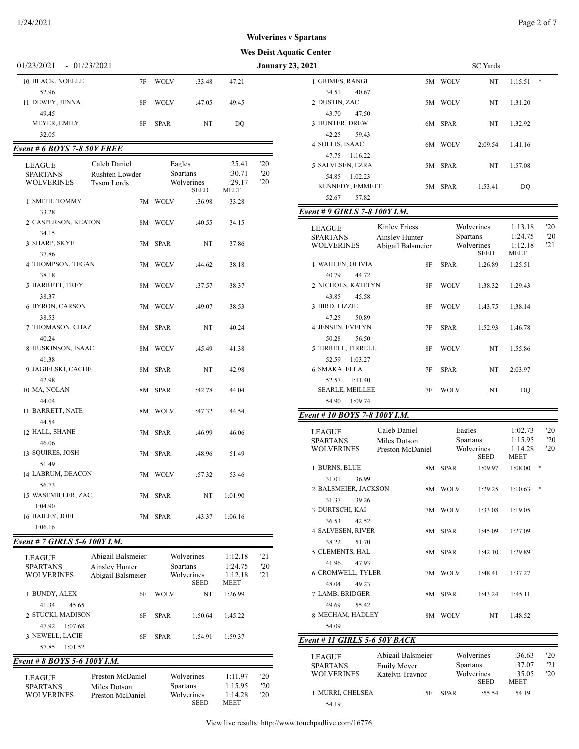**Wolverines v Spartans**

**Wes Deist Aquatic Center**

01/23/2021 - 01/23/2021 **January 23, 2021** SC Yards

| Name | Age | Team | Seed | Meet | |
|---|---|---|---|---|---|
| 10 BLACK, NOELLE | 7F | WOLV | :33.48 | 47.21 | |
| 52.96 | | | | | |
| 11 DEWEY, JENNA | 8F | WOLV | :47.05 | 49.45 | |
| 49.45 | | | | | |
| MEYER, EMILY | 8F | SPAR | NT | DQ | |
| 32.05 | | | | | |

### Event # 6 BOYS 7-8 50Y FREE

| | | | | |
|---|---|---|---|---|
| LEAGUE | Caleb Daniel | Eagles | :25.41 | '20 |
| SPARTANS | Rushten Lowder | Spartans | :30.71 | '20 |
| WOLVERINES | Tyson Lords | Wolverines | :29.17 | '20 |

| Name | Age | Team | SEED | MEET |
|---|---|---|---|---|
| 1 SMITH, TOMMY | 7M | WOLV | :36.98 | 33.28 |
| 33.28 | | | | |
| 2 CASPERSON, KEATON | 8M | WOLV | :40.55 | 34.15 |
| 34.15 | | | | |
| 3 SHARP, SKYE | 7M | SPAR | NT | 37.86 |
| 37.86 | | | | |
| 4 THOMPSON, TEGAN | 7M | WOLV | :44.62 | 38.18 |
| 38.18 | | | | |
| 5 BARRETT, TREY | 8M | WOLV | :37.57 | 38.37 |
| 38.37 | | | | |
| 6 BYRON, CARSON | 7M | WOLV | :49.07 | 38.53 |
| 38.53 | | | | |
| 7 THOMASON, CHAZ | 8M | SPAR | NT | 40.24 |
| 40.24 | | | | |
| 8 HUSKINSON, ISAAC | 8M | WOLV | :45.49 | 41.38 |
| 41.38 | | | | |
| 9 JAGIELSKI, CACHE | 8M | SPAR | NT | 42.98 |
| 42.98 | | | | |
| 10 MA, NOLAN | 8M | SPAR | :42.78 | 44.04 |
| 44.04 | | | | |
| 11 BARRETT, NATE | 8M | WOLV | :47.32 | 44.54 |
| 44.54 | | | | |
| 12 HALL, SHANE | 7M | SPAR | :46.99 | 46.06 |
| 46.06 | | | | |
| 13 SQUIRES, JOSH | 7M | SPAR | :48.96 | 51.49 |
| 51.49 | | | | |
| 14 LABRUM, DEACON | 7M | WOLV | :57.32 | 53.46 |
| 56.73 | | | | |
| 15 WASEMILLER, ZAC | 7M | SPAR | NT | 1:01.90 |
| 1:04.90 | | | | |
| 16 BAILEY, JOEL | 7M | SPAR | :43.37 | 1:06.16 |
| 1:06.16 | | | | |

### Event # 7 GIRLS 5-6 100Y I.M.

| | | | | |
|---|---|---|---|---|
| LEAGUE | Abigail Balsmeier | Wolverines | 1:12.18 | '21 |
| SPARTANS | Ainsley Hunter | Spartans | 1:24.75 | '20 |
| WOLVERINES | Abigail Balsmeier | Wolverines | 1:12.18 | '21 |

| Name | Age | Team | SEED | MEET |
|---|---|---|---|---|
| 1 BUNDY, ALEX | 6F | WOLV | NT | 1:26.99 |
| 41.34 45.65 | | | | |
| 2 STUCKI, MADISON | 6F | SPAR | 1:50.64 | 1:45.22 |
| 47.92 1:07.68 | | | | |
| 3 NEWELL, LACIE | 6F | SPAR | 1:54.91 | 1:59.37 |
| 57.85 1:01.52 | | | | |

### Event # 8 BOYS 5-6 100Y I.M.

| | | | | |
|---|---|---|---|---|
| LEAGUE | Preston McDaniel | Wolverines | 1:11.97 | '20 |
| SPARTANS | Miles Dotson | Spartans | 1:15.95 | '20 |
| WOLVERINES | Preston McDaniel | Wolverines | 1:14.28 | '20 |

| Name | Age | Team | SEED | MEET | |
|---|---|---|---|---|---|
| 1 GRIMES, RANGI | 5M | WOLV | NT | 1:15.51 | * |
| 34.51 40.67 | | | | | |
| 2 DUSTIN, ZAC | 5M | WOLV | NT | 1:31.20 | |
| 43.70 47.50 | | | | | |
| 3 HUNTER, DREW | 6M | SPAR | NT | 1:32.92 | |
| 42.25 59.43 | | | | | |
| 4 SOLLIS, ISAAC | 6M | WOLV | 2:09.54 | 1:41.16 | |
| 47.75 1:16.22 | | | | | |
| 5 SALVESEN, EZRA | 5M | SPAR | NT | 1:57.08 | |
| 54.85 1:02.23 | | | | | |
| KENNEDY, EMMETT | 5M | SPAR | 1:53.41 | DQ | |
| 52.67 57.82 | | | | | |

### Event # 9 GIRLS 7-8 100Y I.M.

| | | | | |
|---|---|---|---|---|
| LEAGUE | Kinley Friess | Wolverines | 1:13.18 | '20 |
| SPARTANS | Ainsley Hunter | Spartans | 1:24.75 | '20 |
| WOLVERINES | Abigail Balsmeier | Wolverines | 1:12.18 | '21 |

| Name | Age | Team | SEED | MEET |
|---|---|---|---|---|
| 1 WAHLEN, OLIVIA | 8F | SPAR | 1:26.89 | 1:25.51 |
| 40.79 44.72 | | | | |
| 2 NICHOLS, KATELYN | 8F | WOLV | 1:38.32 | 1:29.43 |
| 43.85 45.58 | | | | |
| 3 BIRD, LIZZIE | 8F | WOLV | 1:43.75 | 1:38.14 |
| 47.25 50.89 | | | | |
| 4 JENSEN, EVELYN | 7F | SPAR | 1:52.93 | 1:46.78 |
| 50.28 56.50 | | | | |
| 5 TIRRELL, TIRRELL | 8F | WOLV | NT | 1:55.86 |
| 52.59 1:03.27 | | | | |
| 6 SMAKA, ELLA | 7F | SPAR | NT | 2:03.97 |
| 52.57 1:11.40 | | | | |
| SEARLE, MEILLEE | 7F | WOLV | NT | DQ |
| 54.90 1:09.74 | | | | |

### Event # 10 BOYS 7-8 100Y I.M.

| | | | | |
|---|---|---|---|---|
| LEAGUE | Caleb Daniel | Eagles | 1:02.73 | '20 |
| SPARTANS | Miles Dotson | Spartans | 1:15.95 | '20 |
| WOLVERINES | Preston McDaniel | Wolverines | 1:14.28 | '20 |

| Name | Age | Team | SEED | MEET | |
|---|---|---|---|---|---|
| 1 BURNS, BLUE | 8M | SPAR | 1:09.97 | 1:08.00 | * |
| 31.01 36.99 | | | | | |
| 2 BALSMEIER, JACKSON | 8M | WOLV | 1:29.25 | 1:10.63 | * |
| 31.37 39.26 | | | | | |
| 3 DURTSCHI, KAI | 7M | WOLV | 1:33.08 | 1:19.05 | |
| 36.53 42.52 | | | | | |
| 4 SALVESEN, RIVER | 8M | SPAR | 1:45.09 | 1:27.09 | |
| 38.22 51.70 | | | | | |
| 5 CLEMENTS, HAL | 8M | SPAR | 1:42.10 | 1:29.89 | |
| 41.96 47.93 | | | | | |
| 6 CROMWELL, TYLER | 7M | WOLV | 1:48.41 | 1:37.27 | |
| 48.04 49.23 | | | | | |
| 7 LAMB, BRIDGER | 8M | SPAR | 1:43.24 | 1:45.11 | |
| 49.69 55.42 | | | | | |
| 8 MECHAM, HADLEY | 8M | WOLV | NT | 1:48.52 | |
| 54.09 | | | | | |

### Event # 11 GIRLS 5-6 50Y BACK

| | | | | |
|---|---|---|---|---|
| LEAGUE | Abigail Balsmeier | Wolverines | :36.63 | '20 |
| SPARTANS | Emily Meyer | Spartans | :37.07 | '21 |
| WOLVERINES | Katelyn Traynor | Wolverines | :35.05 | '20 |

| Name | Age | Team | SEED | MEET |
|---|---|---|---|---|
| 1 MURRI, CHELSEA | 5F | SPAR | :55.54 | 54.19 |
| 54.19 | | | | |

View live results: http://www.touchpadlive.com/16776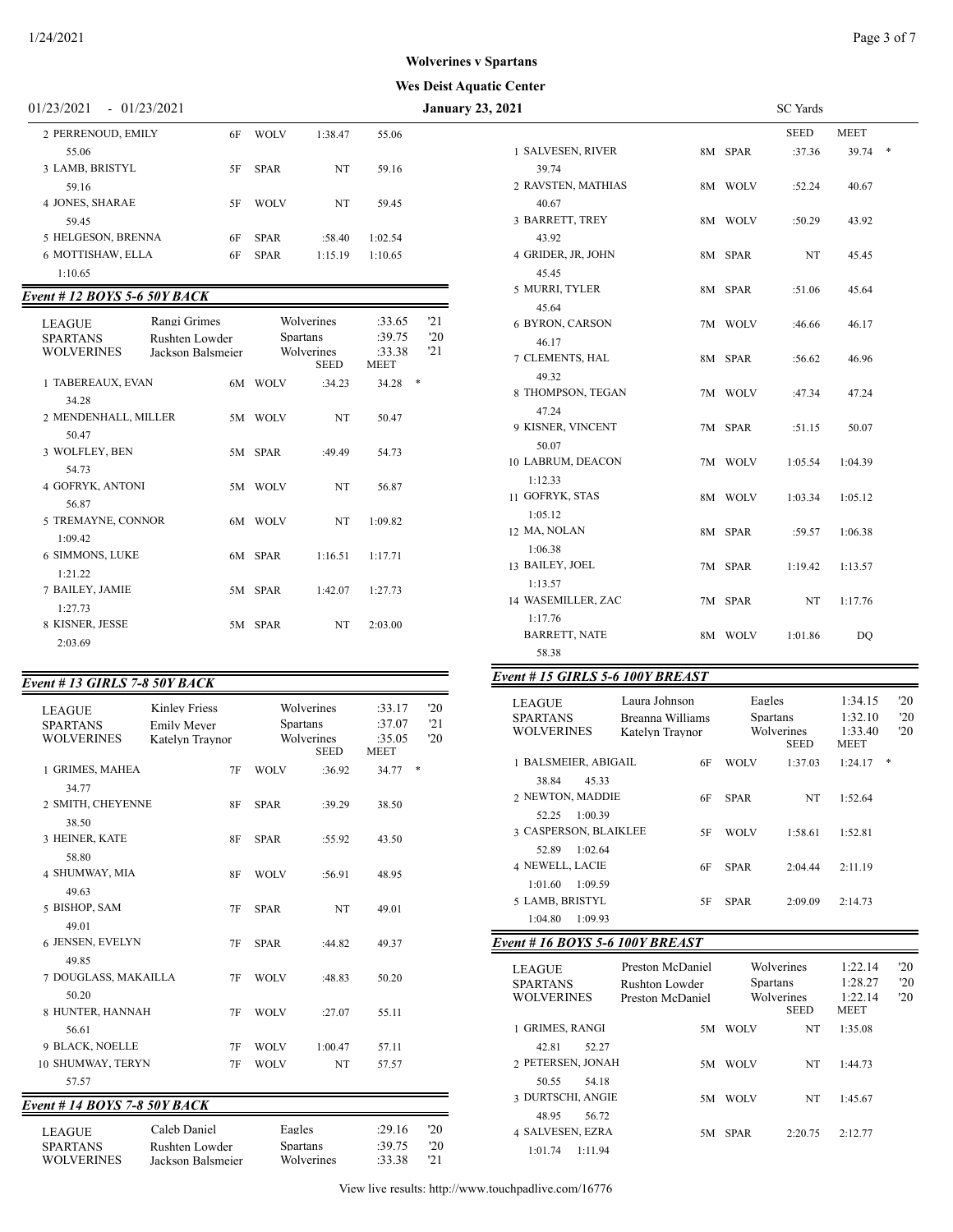# Wolverines v Spartans

## Wes Deist Aquatic Center

01/23/2021 - 01/23/2021 — January 23, 2021 — SC Yards

| Place | Name | Age | Team | Seed | Meet | |
|---|---|---|---|---|---|---|
| 2 | PERRENOUD, EMILY | 6F | WOLV | 1:38.47 | 55.06 | |
| | 55.06 | | | | | |
| 3 | LAMB, BRISTYL | 5F | SPAR | NT | 59.16 | |
| | 59.16 | | | | | |
| 4 | JONES, SHARAE | 5F | WOLV | NT | 59.45 | |
| | 59.45 | | | | | |
| 5 | HELGESON, BRENNA | 6F | SPAR | :58.40 | 1:02.54 | |
| 6 | MOTTISHAW, ELLA | 6F | SPAR | 1:15.19 | 1:10.65 | |
| | 1:10.65 | | | | | |

### *Event # 12 BOYS 5-6 50Y BACK*

| | | | | |
|---|---|---|---|---|
| LEAGUE | Rangi Grimes | Wolverines | :33.65 | '21 |
| SPARTANS | Rushten Lowder | Spartans | :39.75 | '20 |
| WOLVERINES | Jackson Balsmeier | Wolverines | :33.38 | '21 |

| Place | Name | Age | Team | Seed | Meet | |
|---|---|---|---|---|---|---|
| 1 | TABEREAUX, EVAN | 6M | WOLV | :34.23 | 34.28 | * |
| | 34.28 | | | | | |
| 2 | MENDENHALL, MILLER | 5M | WOLV | NT | 50.47 | |
| | 50.47 | | | | | |
| 3 | WOLFLEY, BEN | 5M | SPAR | :49.49 | 54.73 | |
| | 54.73 | | | | | |
| 4 | GOFRYK, ANTONI | 5M | WOLV | NT | 56.87 | |
| | 56.87 | | | | | |
| 5 | TREMAYNE, CONNOR | 6M | WOLV | NT | 1:09.82 | |
| | 1:09.42 | | | | | |
| 6 | SIMMONS, LUKE | 6M | SPAR | 1:16.51 | 1:17.71 | |
| | 1:21.22 | | | | | |
| 7 | BAILEY, JAMIE | 5M | SPAR | 1:42.07 | 1:27.73 | |
| | 1:27.73 | | | | | |
| 8 | KISNER, JESSE | 5M | SPAR | NT | 2:03.00 | |
| | 2:03.69 | | | | | |

### *Event # 13 GIRLS 7-8 50Y BACK*

| | | | | |
|---|---|---|---|---|
| LEAGUE | Kinley Friess | Wolverines | :33.17 | '20 |
| SPARTANS | Emily Meyer | Spartans | :37.07 | '21 |
| WOLVERINES | Katelyn Traynor | Wolverines | :35.05 | '20 |

| Place | Name | Age | Team | Seed | Meet | |
|---|---|---|---|---|---|---|
| 1 | GRIMES, MAHEA | 7F | WOLV | :36.92 | 34.77 | * |
| | 34.77 | | | | | |
| 2 | SMITH, CHEYENNE | 8F | SPAR | :39.29 | 38.50 | |
| | 38.50 | | | | | |
| 3 | HEINER, KATE | 8F | SPAR | :55.92 | 43.50 | |
| | 58.80 | | | | | |
| 4 | SHUMWAY, MIA | 8F | WOLV | :56.91 | 48.95 | |
| | 49.63 | | | | | |
| 5 | BISHOP, SAM | 7F | SPAR | NT | 49.01 | |
| | 49.01 | | | | | |
| 6 | JENSEN, EVELYN | 7F | SPAR | :44.82 | 49.37 | |
| | 49.85 | | | | | |
| 7 | DOUGLASS, MAKAILLA | 7F | WOLV | :48.83 | 50.20 | |
| | 50.20 | | | | | |
| 8 | HUNTER, HANNAH | 7F | WOLV | :27.07 | 55.11 | |
| | 56.61 | | | | | |
| 9 | BLACK, NOELLE | 7F | WOLV | 1:00.47 | 57.11 | |
| 10 | SHUMWAY, TERYN | 7F | WOLV | NT | 57.57 | |
| | 57.57 | | | | | |

### *Event # 14 BOYS 7-8 50Y BACK*

| | | | | |
|---|---|---|---|---|
| LEAGUE | Caleb Daniel | Eagles | :29.16 | '20 |
| SPARTANS | Rushten Lowder | Spartans | :39.75 | '20 |
| WOLVERINES | Jackson Balsmeier | Wolverines | :33.38 | '21 |

| Place | Name | Age | Team | Seed | Meet | |
|---|---|---|---|---|---|---|
| 1 | SALVESEN, RIVER | 8M | SPAR | :37.36 | 39.74 | * |
| | 39.74 | | | | | |
| 2 | RAVSTEN, MATHIAS | 8M | WOLV | :52.24 | 40.67 | |
| | 40.67 | | | | | |
| 3 | BARRETT, TREY | 8M | WOLV | :50.29 | 43.92 | |
| | 43.92 | | | | | |
| 4 | GRIDER, JR, JOHN | 8M | SPAR | NT | 45.45 | |
| | 45.45 | | | | | |
| 5 | MURRI, TYLER | 8M | SPAR | :51.06 | 45.64 | |
| | 45.64 | | | | | |
| 6 | BYRON, CARSON | 7M | WOLV | :46.66 | 46.17 | |
| | 46.17 | | | | | |
| 7 | CLEMENTS, HAL | 8M | SPAR | :56.62 | 46.96 | |
| | 49.32 | | | | | |
| 8 | THOMPSON, TEGAN | 7M | WOLV | :47.34 | 47.24 | |
| | 47.24 | | | | | |
| 9 | KISNER, VINCENT | 7M | SPAR | :51.15 | 50.07 | |
| | 50.07 | | | | | |
| 10 | LABRUM, DEACON | 7M | WOLV | 1:05.54 | 1:04.39 | |
| | 1:12.33 | | | | | |
| 11 | GOFRYK, STAS | 8M | WOLV | 1:03.34 | 1:05.12 | |
| | 1:05.12 | | | | | |
| 12 | MA, NOLAN | 8M | SPAR | :59.57 | 1:06.38 | |
| | 1:06.38 | | | | | |
| 13 | BAILEY, JOEL | 7M | SPAR | 1:19.42 | 1:13.57 | |
| | 1:13.57 | | | | | |
| 14 | WASEMILLER, ZAC | 7M | SPAR | NT | 1:17.76 | |
| | 1:17.76 | | | | | |
| | BARRETT, NATE | 8M | WOLV | 1:01.86 | DQ | |
| | 58.38 | | | | | |

### *Event # 15 GIRLS 5-6 100Y BREAST*

| | | | | |
|---|---|---|---|---|
| LEAGUE | Laura Johnson | Eagles | 1:34.15 | '20 |
| SPARTANS | Breanna Williams | Spartans | 1:32.10 | '20 |
| WOLVERINES | Katelyn Traynor | Wolverines | 1:33.40 | '20 |

| Place | Name | Age | Team | Seed | Meet | |
|---|---|---|---|---|---|---|
| 1 | BALSMEIER, ABIGAIL | 6F | WOLV | 1:37.03 | 1:24.17 | * |
| | 38.84 45.33 | | | | | |
| 2 | NEWTON, MADDIE | 6F | SPAR | NT | 1:52.64 | |
| | 52.25 1:00.39 | | | | | |
| 3 | CASPERSON, BLAIKLEE | 5F | WOLV | 1:58.61 | 1:52.81 | |
| | 52.89 1:02.64 | | | | | |
| 4 | NEWELL, LACIE | 6F | SPAR | 2:04.44 | 2:11.19 | |
| | 1:01.60 1:09.59 | | | | | |
| 5 | LAMB, BRISTYL | 5F | SPAR | 2:09.09 | 2:14.73 | |
| | 1:04.80 1:09.93 | | | | | |

### *Event # 16 BOYS 5-6 100Y BREAST*

| | | | | |
|---|---|---|---|---|
| LEAGUE | Preston McDaniel | Wolverines | 1:22.14 | '20 |
| SPARTANS | Rushton Lowder | Spartans | 1:28.27 | '20 |
| WOLVERINES | Preston McDaniel | Wolverines | 1:22.14 | '20 |

| Place | Name | Age | Team | Seed | Meet |
|---|---|---|---|---|---|
| 1 | GRIMES, RANGI | 5M | WOLV | NT | 1:35.08 |
| | 42.81 52.27 | | | | |
| 2 | PETERSEN, JONAH | 5M | WOLV | NT | 1:44.73 |
| | 50.55 54.18 | | | | |
| 3 | DURTSCHI, ANGIE | 5M | WOLV | NT | 1:45.67 |
| | 48.95 56.72 | | | | |
| 4 | SALVESEN, EZRA | 5M | SPAR | 2:20.75 | 2:12.77 |
| | 1:01.74 1:11.94 | | | | |

View live results: http://www.touchpadlive.com/16776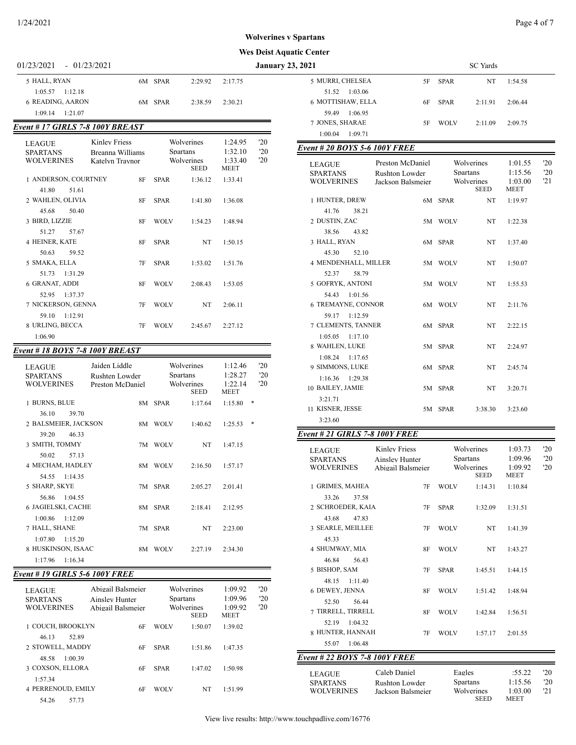# Wolverines v Spartans

## Wes Deist Aquatic Center

01/23/2021 - 01/23/2021 — January 23, 2021 — SC Yards

| Name | Age | Team | Seed | Meet |
|---|---|---|---|---|
| 5 HALL, RYAN | 6M | SPAR | 2:29.92 | 2:17.75 |
| 1:05.57  1:12.18 | | | | |
| 6 READING, AARON | 6M | SPAR | 2:38.59 | 2:30.21 |
| 1:09.14  1:21.07 | | | | |

### Event # 17 GIRLS 7-8 100Y BREAST

| | | | | |
|---|---|---|---|---|
| LEAGUE | Kinley Friess | Wolverines | 1:24.95 | '20 |
| SPARTANS | Breanna Williams | Spartans | 1:32.10 | '20 |
| WOLVERINES | Katelyn Traynor | Wolverines | 1:33.40 | '20 |

| Name | Age | Team | SEED | MEET |
|---|---|---|---|---|
| 1 ANDERSON, COURTNEY | 8F | SPAR | 1:36.12 | 1:33.41 |
| 41.80  51.61 | | | | |
| 2 WAHLEN, OLIVIA | 8F | SPAR | 1:41.80 | 1:36.08 |
| 45.68  50.40 | | | | |
| 3 BIRD, LIZZIE | 8F | WOLV | 1:54.23 | 1:48.94 |
| 51.27  57.67 | | | | |
| 4 HEINER, KATE | 8F | SPAR | NT | 1:50.15 |
| 50.63  59.52 | | | | |
| 5 SMAKA, ELLA | 7F | SPAR | 1:53.02 | 1:51.76 |
| 51.73  1:31.29 | | | | |
| 6 GRANAT, ADDI | 8F | WOLV | 2:08.43 | 1:53.05 |
| 52.95  1:37.37 | | | | |
| 7 NICKERSON, GENNA | 7F | WOLV | NT | 2:06.11 |
| 59.10  1:12.91 | | | | |
| 8 URLING, BECCA | 7F | WOLV | 2:45.67 | 2:27.12 |
| 1:06.90 | | | | |

### Event # 18 BOYS 7-8 100Y BREAST

| | | | | |
|---|---|---|---|---|
| LEAGUE | Jaiden Liddle | Wolverines | 1:12.46 | '20 |
| SPARTANS | Rushten Lowder | Spartans | 1:28.27 | '20 |
| WOLVERINES | Preston McDaniel | Wolverines | 1:22.14 | '20 |

| Name | Age | Team | SEED | MEET | |
|---|---|---|---|---|---|
| 1 BURNS, BLUE | 8M | SPAR | 1:17.64 | 1:15.80 | * |
| 36.10  39.70 | | | | | |
| 2 BALSMEIER, JACKSON | 8M | WOLV | 1:40.62 | 1:25.53 | * |
| 39.20  46.33 | | | | | |
| 3 SMITH, TOMMY | 7M | WOLV | NT | 1:47.15 | |
| 50.02  57.13 | | | | | |
| 4 MECHAM, HADLEY | 8M | WOLV | 2:16.50 | 1:57.17 | |
| 54.55  1:14.35 | | | | | |
| 5 SHARP, SKYE | 7M | SPAR | 2:05.27 | 2:01.41 | |
| 56.86  1:04.55 | | | | | |
| 6 JAGIELSKI, CACHE | 8M | SPAR | 2:18.41 | 2:12.95 | |
| 1:00.86  1:12.09 | | | | | |
| 7 HALL, SHANE | 7M | SPAR | NT | 2:23.00 | |
| 1:07.80  1:15.20 | | | | | |
| 8 HUSKINSON, ISAAC | 8M | WOLV | 2:27.19 | 2:34.30 | |
| 1:17.96  1:16.34 | | | | | |

### Event # 19 GIRLS 5-6 100Y FREE

| | | | | |
|---|---|---|---|---|
| LEAGUE | Abigail Balsmeier | Wolverines | 1:09.92 | '20 |
| SPARTANS | Ainsley Hunter | Spartans | 1:09.96 | '20 |
| WOLVERINES | Abigail Balsmeier | Wolverines | 1:09.92 | '20 |

| Name | Age | Team | SEED | MEET |
|---|---|---|---|---|
| 1 COUCH, BROOKLYN | 6F | WOLV | 1:50.07 | 1:39.02 |
| 46.13  52.89 | | | | |
| 2 STOWELL, MADDY | 6F | SPAR | 1:51.86 | 1:47.35 |
| 48.58  1:00.39 | | | | |
| 3 COXSON, ELLORA | 6F | SPAR | 1:47.02 | 1:50.98 |
| 1:57.34 | | | | |
| 4 PERRENOUD, EMILY | 6F | WOLV | NT | 1:51.99 |
| 54.26  57.73 | | | | |
| 5 MURRI, CHELSEA | 5F | SPAR | NT | 1:54.58 |
| 51.52  1:03.06 | | | | |
| 6 MOTTISHAW, ELLA | 6F | SPAR | 2:11.91 | 2:06.44 |
| 59.49  1:06.95 | | | | |
| 7 JONES, SHARAE | 5F | WOLV | 2:11.09 | 2:09.75 |
| 1:00.04  1:09.71 | | | | |

### Event # 20 BOYS 5-6 100Y FREE

| | | | | |
|---|---|---|---|---|
| LEAGUE | Preston McDaniel | Wolverines | 1:01.55 | '20 |
| SPARTANS | Rushton Lowder | Spartans | 1:15.56 | '20 |
| WOLVERINES | Jackson Balsmeier | Wolverines | 1:03.00 | '21 |

| Name | Age | Team | SEED | MEET |
|---|---|---|---|---|
| 1 HUNTER, DREW | 6M | SPAR | NT | 1:19.97 |
| 41.76  38.21 | | | | |
| 2 DUSTIN, ZAC | 5M | WOLV | NT | 1:22.38 |
| 38.56  43.82 | | | | |
| 3 HALL, RYAN | 6M | SPAR | NT | 1:37.40 |
| 45.30  52.10 | | | | |
| 4 MENDENHALL, MILLER | 5M | WOLV | NT | 1:50.07 |
| 52.37  58.79 | | | | |
| 5 GOFRYK, ANTONI | 5M | WOLV | NT | 1:55.53 |
| 54.43  1:01.56 | | | | |
| 6 TREMAYNE, CONNOR | 6M | WOLV | NT | 2:11.76 |
| 59.17  1:12.59 | | | | |
| 7 CLEMENTS, TANNER | 6M | SPAR | NT | 2:22.15 |
| 1:05.05  1:17.10 | | | | |
| 8 WAHLEN, LUKE | 5M | SPAR | NT | 2:24.97 |
| 1:08.24  1:17.65 | | | | |
| 9 SIMMONS, LUKE | 6M | SPAR | NT | 2:45.74 |
| 1:16.36  1:29.38 | | | | |
| 10 BAILEY, JAMIE | 5M | SPAR | NT | 3:20.71 |
| 3:21.71 | | | | |
| 11 KISNER, JESSE | 5M | SPAR | 3:38.30 | 3:23.60 |
| 3:23.60 | | | | |

### Event # 21 GIRLS 7-8 100Y FREE

| | | | | |
|---|---|---|---|---|
| LEAGUE | Kinley Friess | Wolverines | 1:03.73 | '20 |
| SPARTANS | Ainsley Hunter | Spartans | 1:09.96 | '20 |
| WOLVERINES | Abigail Balsmeier | Wolverines | 1:09.92 | '20 |

| Name | Age | Team | SEED | MEET |
|---|---|---|---|---|
| 1 GRIMES, MAHEA | 7F | WOLV | 1:14.31 | 1:10.84 |
| 33.26  37.58 | | | | |
| 2 SCHROEDER, KAIA | 7F | SPAR | 1:32.09 | 1:31.51 |
| 43.68  47.83 | | | | |
| 3 SEARLE, MEILLEE | 7F | WOLV | NT | 1:41.39 |
| 45.33 | | | | |
| 4 SHUMWAY, MIA | 8F | WOLV | NT | 1:43.27 |
| 46.84  56.43 | | | | |
| 5 BISHOP, SAM | 7F | SPAR | 1:45.51 | 1:44.15 |
| 48.15  1:11.40 | | | | |
| 6 DEWEY, JENNA | 8F | WOLV | 1:51.42 | 1:48.94 |
| 52.50  56.44 | | | | |
| 7 TIRRELL, TIRRELL | 8F | WOLV | 1:42.84 | 1:56.51 |
| 52.19  1:04.32 | | | | |
| 8 HUNTER, HANNAH | 7F | WOLV | 1:57.17 | 2:01.55 |
| 55.07  1:06.48 | | | | |

### Event # 22 BOYS 7-8 100Y FREE

| | | | | |
|---|---|---|---|---|
| LEAGUE | Caleb Daniel | Eagles | :55.22 | '20 |
| SPARTANS | Rushton Lowder | Spartans | 1:15.56 | '20 |
| WOLVERINES | Jackson Balsmeier | Wolverines | 1:03.00 | '21 |
| | | SEED | MEET | |

View live results: http://www.touchpadlive.com/16776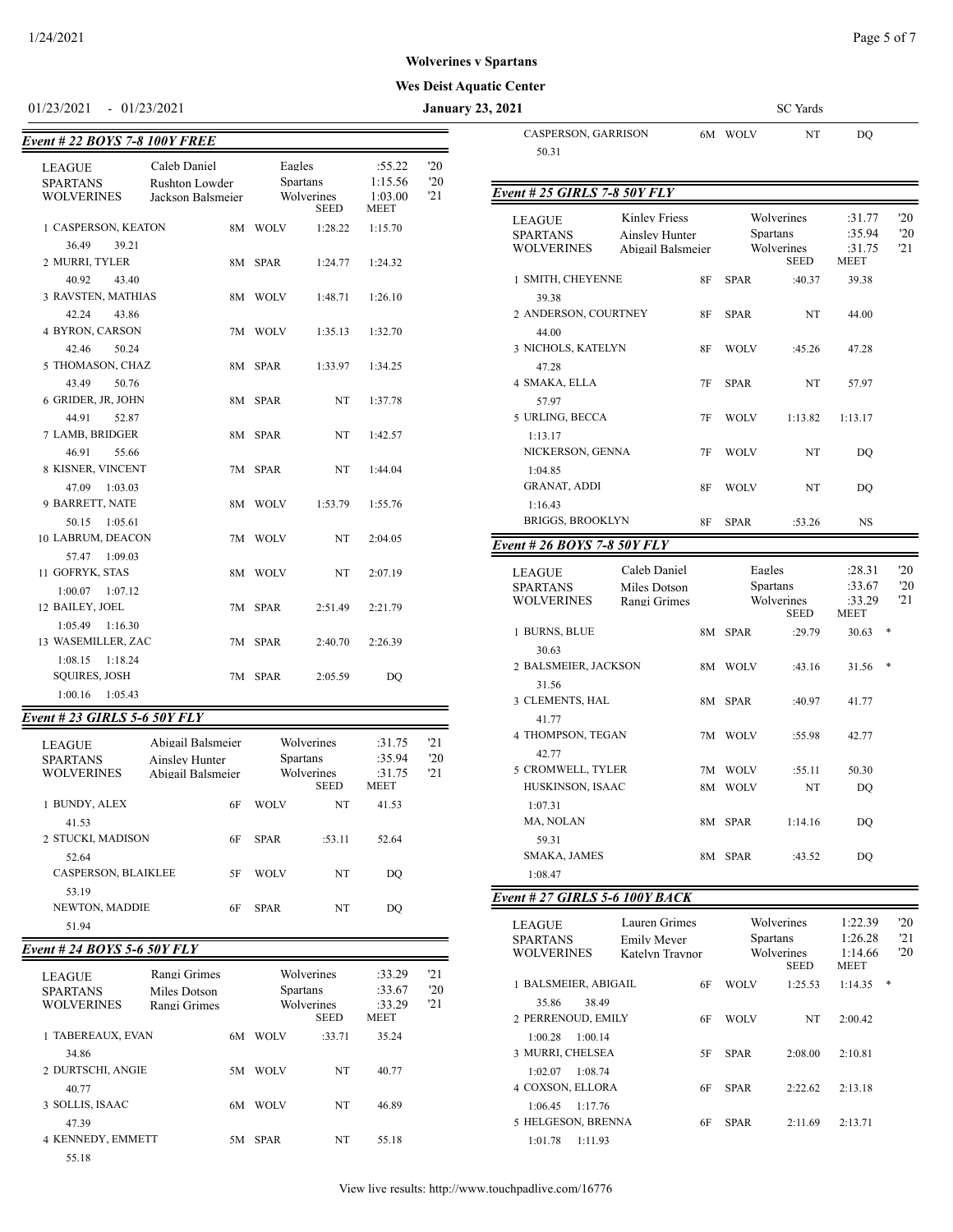**Wolverines v Spartans**

**Wes Deist Aquatic Center**

01/23/2021 - 01/23/2021 **January 23, 2021** SC Yards

### Event # 22 BOYS 7-8 100Y FREE

| | | | | |
|---|---|---|---|---|
| LEAGUE | Caleb Daniel | Eagles | :55.22 | '20 |
| SPARTANS | Rushton Lowder | Spartans | 1:15.56 | '20 |
| WOLVERINES | Jackson Balsmeier | Wolverines | 1:03.00 | '21 |

| Place | Name | Age | Team | SEED | MEET | Splits |
|---|---|---|---|---|---|---|
| 1 | CASPERSON, KEATON | 8M | WOLV | 1:28.22 | 1:15.70 | 36.49 39.21 |
| 2 | MURRI, TYLER | 8M | SPAR | 1:24.77 | 1:24.32 | 40.92 43.40 |
| 3 | RAVSTEN, MATHIAS | 8M | WOLV | 1:48.71 | 1:26.10 | 42.24 43.86 |
| 4 | BYRON, CARSON | 7M | WOLV | 1:35.13 | 1:32.70 | 42.46 50.24 |
| 5 | THOMASON, CHAZ | 8M | SPAR | 1:33.97 | 1:34.25 | 43.49 50.76 |
| 6 | GRIDER, JR, JOHN | 8M | SPAR | NT | 1:37.78 | 44.91 52.87 |
| 7 | LAMB, BRIDGER | 8M | SPAR | NT | 1:42.57 | 46.91 55.66 |
| 8 | KISNER, VINCENT | 7M | SPAR | NT | 1:44.04 | 47.09 1:03.03 |
| 9 | BARRETT, NATE | 8M | WOLV | 1:53.79 | 1:55.76 | 50.15 1:05.61 |
| 10 | LABRUM, DEACON | 7M | WOLV | NT | 2:04.05 | 57.47 1:09.03 |
| 11 | GOFRYK, STAS | 8M | WOLV | NT | 2:07.19 | 1:00.07 1:07.12 |
| 12 | BAILEY, JOEL | 7M | SPAR | 2:51.49 | 2:21.79 | 1:05.49 1:16.30 |
| 13 | WASEMILLER, ZAC | 7M | SPAR | 2:40.70 | 2:26.39 | 1:08.15 1:18.24 |
| | SQUIRES, JOSH | 7M | SPAR | 2:05.59 | DQ | 1:00.16 1:05.43 |

### Event # 23 GIRLS 5-6 50Y FLY

| | | | | |
|---|---|---|---|---|
| LEAGUE | Abigail Balsmeier | Wolverines | :31.75 | '21 |
| SPARTANS | Ainsley Hunter | Spartans | :35.94 | '20 |
| WOLVERINES | Abigail Balsmeier | Wolverines | :31.75 | '21 |

| Place | Name | Age | Team | SEED | MEET | Splits |
|---|---|---|---|---|---|---|
| 1 | BUNDY, ALEX | 6F | WOLV | NT | 41.53 | 41.53 |
| 2 | STUCKI, MADISON | 6F | SPAR | :53.11 | 52.64 | 52.64 |
| | CASPERSON, BLAIKLEE | 5F | WOLV | NT | DQ | 53.19 |
| | NEWTON, MADDIE | 6F | SPAR | NT | DQ | 51.94 |

### Event # 24 BOYS 5-6 50Y FLY

| | | | | |
|---|---|---|---|---|
| LEAGUE | Rangi Grimes | Wolverines | :33.29 | '21 |
| SPARTANS | Miles Dotson | Spartans | :33.67 | '20 |
| WOLVERINES | Rangi Grimes | Wolverines | :33.29 | '21 |

| Place | Name | Age | Team | SEED | MEET | Splits |
|---|---|---|---|---|---|---|
| 1 | TABEREAUX, EVAN | 6M | WOLV | :33.71 | 35.24 | 34.86 |
| 2 | DURTSCHI, ANGIE | 5M | WOLV | NT | 40.77 | 40.77 |
| 3 | SOLLIS, ISAAC | 6M | WOLV | NT | 46.89 | 47.39 |
| 4 | KENNEDY, EMMETT | 5M | SPAR | NT | 55.18 | 55.18 |
| | CASPERSON, GARRISON | 6M | WOLV | NT | DQ | 50.31 |

### Event # 25 GIRLS 7-8 50Y FLY

| | | | | |
|---|---|---|---|---|
| LEAGUE | Kinley Friess | Wolverines | :31.77 | '20 |
| SPARTANS | Ainsley Hunter | Spartans | :35.94 | '20 |
| WOLVERINES | Abigail Balsmeier | Wolverines | :31.75 | '21 |

| Place | Name | Age | Team | SEED | MEET | Splits |
|---|---|---|---|---|---|---|
| 1 | SMITH, CHEYENNE | 8F | SPAR | :40.37 | 39.38 | 39.38 |
| 2 | ANDERSON, COURTNEY | 8F | SPAR | NT | 44.00 | 44.00 |
| 3 | NICHOLS, KATELYN | 8F | WOLV | :45.26 | 47.28 | 47.28 |
| 4 | SMAKA, ELLA | 7F | SPAR | NT | 57.97 | 57.97 |
| 5 | URLING, BECCA | 7F | WOLV | 1:13.82 | 1:13.17 | 1:13.17 |
| | NICKERSON, GENNA | 7F | WOLV | NT | DQ | 1:04.85 |
| | GRANAT, ADDI | 8F | WOLV | NT | DQ | 1:16.43 |
| | BRIGGS, BROOKLYN | 8F | SPAR | :53.26 | NS | |

### Event # 26 BOYS 7-8 50Y FLY

| | | | | |
|---|---|---|---|---|
| LEAGUE | Caleb Daniel | Eagles | :28.31 | '20 |
| SPARTANS | Miles Dotson | Spartans | :33.67 | '20 |
| WOLVERINES | Rangi Grimes | Wolverines | :33.29 | '21 |

| Place | Name | Age | Team | SEED | MEET | Splits |
|---|---|---|---|---|---|---|
| 1 | BURNS, BLUE | 8M | SPAR | :29.79 | 30.63 * | 30.63 |
| 2 | BALSMEIER, JACKSON | 8M | WOLV | :43.16 | 31.56 * | 31.56 |
| 3 | CLEMENTS, HAL | 8M | SPAR | :40.97 | 41.77 | 41.77 |
| 4 | THOMPSON, TEGAN | 7M | WOLV | :55.98 | 42.77 | 42.77 |
| 5 | CROMWELL, TYLER | 7M | WOLV | :55.11 | 50.30 | |
| | HUSKINSON, ISAAC | 8M | WOLV | NT | DQ | 1:07.31 |
| | MA, NOLAN | 8M | SPAR | 1:14.16 | DQ | 59.31 |
| | SMAKA, JAMES | 8M | SPAR | :43.52 | DQ | 1:08.47 |

### Event # 27 GIRLS 5-6 100Y BACK

| | | | | |
|---|---|---|---|---|
| LEAGUE | Lauren Grimes | Wolverines | 1:22.39 | '20 |
| SPARTANS | Emily Meyer | Spartans | 1:26.28 | '21 |
| WOLVERINES | Katelyn Traynor | Wolverines | 1:14.66 | '20 |

| Place | Name | Age | Team | SEED | MEET | Splits |
|---|---|---|---|---|---|---|
| 1 | BALSMEIER, ABIGAIL | 6F | WOLV | 1:25.53 | 1:14.35 * | 35.86 38.49 |
| 2 | PERRENOUD, EMILY | 6F | WOLV | NT | 2:00.42 | 1:00.28 1:00.14 |
| 3 | MURRI, CHELSEA | 5F | SPAR | 2:08.00 | 2:10.81 | 1:02.07 1:08.74 |
| 4 | COXSON, ELLORA | 6F | SPAR | 2:22.62 | 2:13.18 | 1:06.45 1:17.76 |
| 5 | HELGESON, BRENNA | 6F | SPAR | 2:11.69 | 2:13.71 | 1:01.78 1:11.93 |

View live results: http://www.touchpadlive.com/16776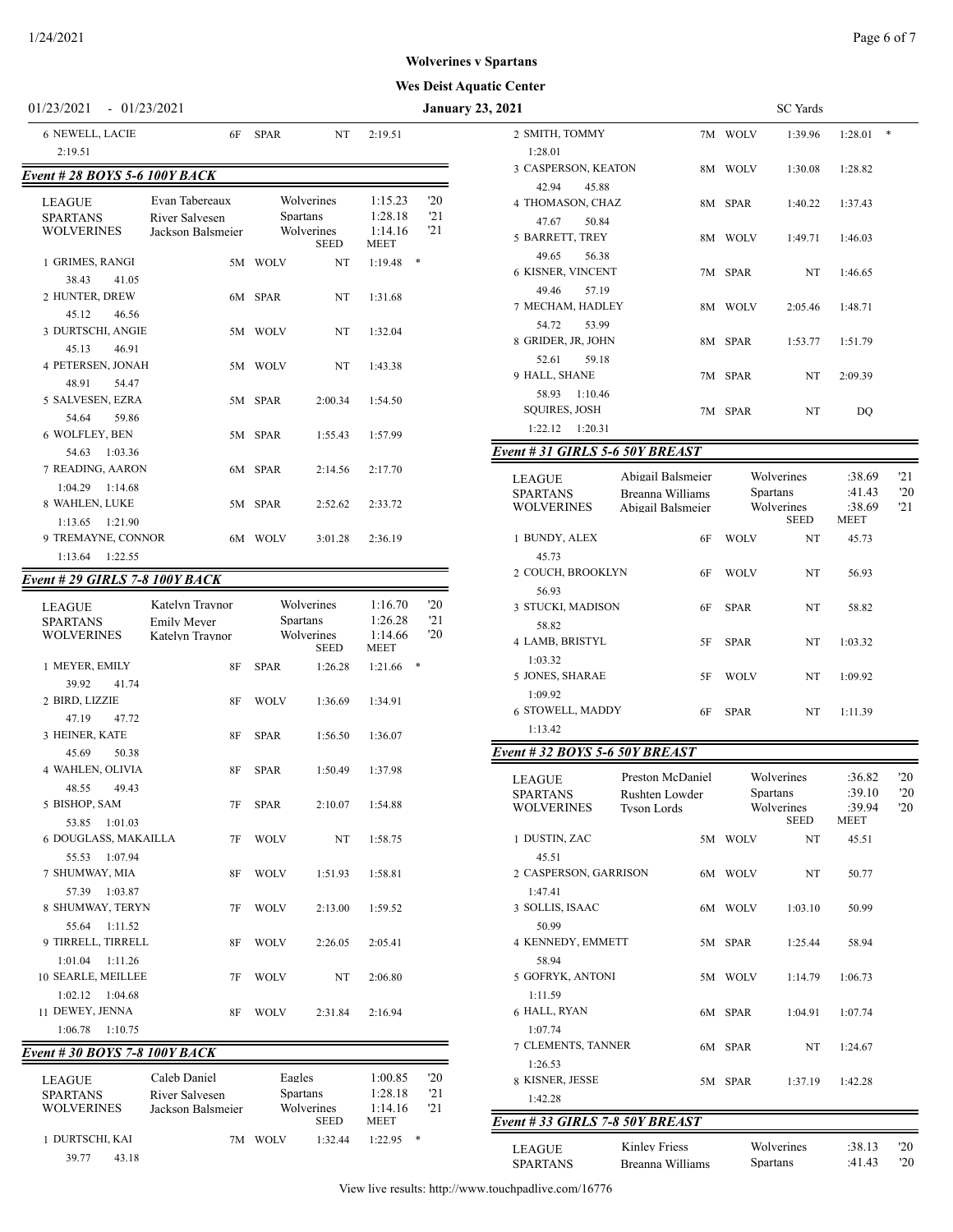**Wolverines v Spartans**

**Wes Deist Aquatic Center**

01/23/2021 - 01/23/2021 **January 23, 2021** SC Yards

| | | | | SEED | MEET | |
|---|---|---|---|---|---|---|
| 6 NEWELL, LACIE | 6F | SPAR | | NT | 2:19.51 | |
| 2:19.51 | | | | | | |

## Event # 28 BOYS 5-6 100Y BACK

| LEAGUE | Evan Tabereaux | Wolverines | 1:15.23 | '20 |
|---|---|---|---|---|
| SPARTANS | River Salvesen | Spartans | 1:28.18 | '21 |
| WOLVERINES | Jackson Balsmeier | Wolverines | 1:14.16 | '21 |

| Name | Age | Team | SEED | MEET | |
|---|---|---|---|---|---|
| 1 GRIMES, RANGI | 5M | WOLV | NT | 1:19.48 | * |
| 38.43 41.05 | | | | | |
| 2 HUNTER, DREW | 6M | SPAR | NT | 1:31.68 | |
| 45.12 46.56 | | | | | |
| 3 DURTSCHI, ANGIE | 5M | WOLV | NT | 1:32.04 | |
| 45.13 46.91 | | | | | |
| 4 PETERSEN, JONAH | 5M | WOLV | NT | 1:43.38 | |
| 48.91 54.47 | | | | | |
| 5 SALVESEN, EZRA | 5M | SPAR | 2:00.34 | 1:54.50 | |
| 54.64 59.86 | | | | | |
| 6 WOLFLEY, BEN | 5M | SPAR | 1:55.43 | 1:57.99 | |
| 54.63 1:03.36 | | | | | |
| 7 READING, AARON | 6M | SPAR | 2:14.56 | 2:17.70 | |
| 1:04.29 1:14.68 | | | | | |
| 8 WAHLEN, LUKE | 5M | SPAR | 2:52.62 | 2:33.72 | |
| 1:13.65 1:21.90 | | | | | |
| 9 TREMAYNE, CONNOR | 6M | WOLV | 3:01.28 | 2:36.19 | |
| 1:13.64 1:22.55 | | | | | |

## Event # 29 GIRLS 7-8 100Y BACK

| LEAGUE | Katelyn Traynor | Wolverines | 1:16.70 | '20 |
|---|---|---|---|---|
| SPARTANS | Emily Meyer | Spartans | 1:26.28 | '21 |
| WOLVERINES | Katelyn Traynor | Wolverines | 1:14.66 | '20 |

| Name | Age | Team | SEED | MEET | |
|---|---|---|---|---|---|
| 1 MEYER, EMILY | 8F | SPAR | 1:26.28 | 1:21.66 | * |
| 39.92 41.74 | | | | | |
| 2 BIRD, LIZZIE | 8F | WOLV | 1:36.69 | 1:34.91 | |
| 47.19 47.72 | | | | | |
| 3 HEINER, KATE | 8F | SPAR | 1:56.50 | 1:36.07 | |
| 45.69 50.38 | | | | | |
| 4 WAHLEN, OLIVIA | 8F | SPAR | 1:50.49 | 1:37.98 | |
| 48.55 49.43 | | | | | |
| 5 BISHOP, SAM | 7F | SPAR | 2:10.07 | 1:54.88 | |
| 53.85 1:01.03 | | | | | |
| 6 DOUGLASS, MAKAILLA | 7F | WOLV | NT | 1:58.75 | |
| 55.53 1:07.94 | | | | | |
| 7 SHUMWAY, MIA | 8F | WOLV | 1:51.93 | 1:58.81 | |
| 57.39 1:03.87 | | | | | |
| 8 SHUMWAY, TERYN | 7F | WOLV | 2:13.00 | 1:59.52 | |
| 55.64 1:11.52 | | | | | |
| 9 TIRRELL, TIRRELL | 8F | WOLV | 2:26.05 | 2:05.41 | |
| 1:01.04 1:11.26 | | | | | |
| 10 SEARLE, MEILLEE | 7F | WOLV | NT | 2:06.80 | |
| 1:02.12 1:04.68 | | | | | |
| 11 DEWEY, JENNA | 8F | WOLV | 2:31.84 | 2:16.94 | |
| 1:06.78 1:10.75 | | | | | |

## Event # 30 BOYS 7-8 100Y BACK

| LEAGUE | Caleb Daniel | Eagles | 1:00.85 | '20 |
|---|---|---|---|---|
| SPARTANS | River Salvesen | Spartans | 1:28.18 | '21 |
| WOLVERINES | Jackson Balsmeier | Wolverines | 1:14.16 | '21 |

| Name | Age | Team | SEED | MEET | |
|---|---|---|---|---|---|
| 1 DURTSCHI, KAI | 7M | WOLV | 1:32.44 | 1:22.95 | * |
| 39.77 43.18 | | | | | |
| 2 SMITH, TOMMY | 7M | WOLV | 1:39.96 | 1:28.01 | * |
| 1:28.01 | | | | | |
| 3 CASPERSON, KEATON | 8M | WOLV | 1:30.08 | 1:28.82 | |
| 42.94 45.88 | | | | | |
| 4 THOMASON, CHAZ | 8M | SPAR | 1:40.22 | 1:37.43 | |
| 47.67 50.84 | | | | | |
| 5 BARRETT, TREY | 8M | WOLV | 1:49.71 | 1:46.03 | |
| 49.65 56.38 | | | | | |
| 6 KISNER, VINCENT | 7M | SPAR | NT | 1:46.65 | |
| 49.46 57.19 | | | | | |
| 7 MECHAM, HADLEY | 8M | WOLV | 2:05.46 | 1:48.71 | |
| 54.72 53.99 | | | | | |
| 8 GRIDER, JR, JOHN | 8M | SPAR | 1:53.77 | 1:51.79 | |
| 52.61 59.18 | | | | | |
| 9 HALL, SHANE | 7M | SPAR | NT | 2:09.39 | |
| 58.93 1:10.46 | | | | | |
| SQUIRES, JOSH | 7M | SPAR | NT | DQ | |
| 1:22.12 1:20.31 | | | | | |

## Event # 31 GIRLS 5-6 50Y BREAST

| LEAGUE | Abigail Balsmeier | Wolverines | :38.69 | '21 |
|---|---|---|---|---|
| SPARTANS | Breanna Williams | Spartans | :41.43 | '20 |
| WOLVERINES | Abigail Balsmeier | Wolverines | :38.69 | '21 |

| Name | Age | Team | SEED | MEET |
|---|---|---|---|---|
| 1 BUNDY, ALEX | 6F | WOLV | NT | 45.73 |
| 45.73 | | | | |
| 2 COUCH, BROOKLYN | 6F | WOLV | NT | 56.93 |
| 56.93 | | | | |
| 3 STUCKI, MADISON | 6F | SPAR | NT | 58.82 |
| 58.82 | | | | |
| 4 LAMB, BRISTYL | 5F | SPAR | NT | 1:03.32 |
| 1:03.32 | | | | |
| 5 JONES, SHARAE | 5F | WOLV | NT | 1:09.92 |
| 1:09.92 | | | | |
| 6 STOWELL, MADDY | 6F | SPAR | NT | 1:11.39 |
| 1:13.42 | | | | |

## Event # 32 BOYS 5-6 50Y BREAST

| LEAGUE | Preston McDaniel | Wolverines | :36.82 | '20 |
|---|---|---|---|---|
| SPARTANS | Rushten Lowder | Spartans | :39.10 | '20 |
| WOLVERINES | Tyson Lords | Wolverines | :39.94 | '20 |

| Name | Age | Team | SEED | MEET |
|---|---|---|---|---|
| 1 DUSTIN, ZAC | 5M | WOLV | NT | 45.51 |
| 45.51 | | | | |
| 2 CASPERSON, GARRISON | 6M | WOLV | NT | 50.77 |
| 1:47.41 | | | | |
| 3 SOLLIS, ISAAC | 6M | WOLV | 1:03.10 | 50.99 |
| 50.99 | | | | |
| 4 KENNEDY, EMMETT | 5M | SPAR | 1:25.44 | 58.94 |
| 58.94 | | | | |
| 5 GOFRYK, ANTONI | 5M | WOLV | 1:14.79 | 1:06.73 |
| 1:11.59 | | | | |
| 6 HALL, RYAN | 6M | SPAR | 1:04.91 | 1:07.74 |
| 1:07.74 | | | | |
| 7 CLEMENTS, TANNER | 6M | SPAR | NT | 1:24.67 |
| 1:26.53 | | | | |
| 8 KISNER, JESSE | 5M | SPAR | 1:37.19 | 1:42.28 |
| 1:42.28 | | | | |

## Event # 33 GIRLS 7-8 50Y BREAST

| LEAGUE | Kinley Friess | Wolverines | :38.13 | '20 |
|---|---|---|---|---|
| SPARTANS | Breanna Williams | Spartans | :41.43 | '20 |

View live results: http://www.touchpadlive.com/16776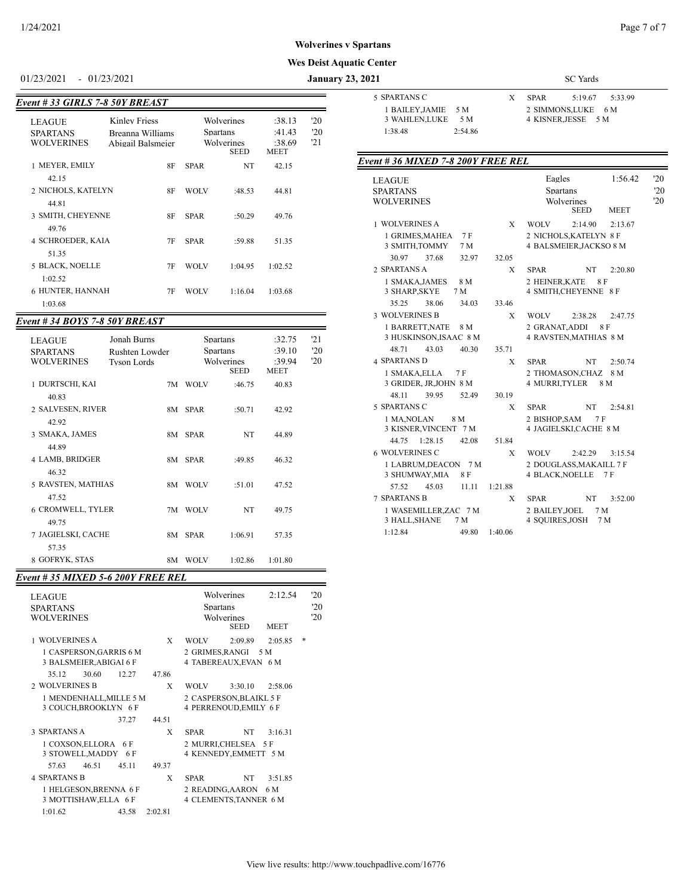**Wolverines v Spartans**

**Wes Deist Aquatic Center**

01/23/2021 - 01/23/2021 **January 23, 2021** SC Yards

### *Event # 33 GIRLS 7-8 50Y BREAST*

| | | | | |
|---|---|---|---|---|
| LEAGUE | Kinley Friess | Wolverines | :38.13 | '20 |
| SPARTANS | Breanna Williams | Spartans | :41.43 | '20 |
| WOLVERINES | Abigail Balsmeier | Wolverines | :38.69 | '21 |

| | Name | Age | Team | SEED | MEET |
|---|---|---|---|---|---|
| 1 | MEYER, EMILY | 8F | SPAR | NT | 42.15 |
| | 42.15 | | | | |
| 2 | NICHOLS, KATELYN | 8F | WOLV | :48.53 | 44.81 |
| | 44.81 | | | | |
| 3 | SMITH, CHEYENNE | 8F | SPAR | :50.29 | 49.76 |
| | 49.76 | | | | |
| 4 | SCHROEDER, KAIA | 7F | SPAR | :59.88 | 51.35 |
| | 51.35 | | | | |
| 5 | BLACK, NOELLE | 7F | WOLV | 1:04.95 | 1:02.52 |
| | 1:02.52 | | | | |
| 6 | HUNTER, HANNAH | 7F | WOLV | 1:16.04 | 1:03.68 |
| | 1:03.68 | | | | |

### *Event # 34 BOYS 7-8 50Y BREAST*

| | | | | |
|---|---|---|---|---|
| LEAGUE | Jonah Burns | Spartans | :32.75 | '21 |
| SPARTANS | Rushten Lowder | Spartans | :39.10 | '20 |
| WOLVERINES | Tyson Lords | Wolverines | :39.94 | '20 |

| | Name | Age | Team | SEED | MEET |
|---|---|---|---|---|---|
| 1 | DURTSCHI, KAI | 7M | WOLV | :46.75 | 40.83 |
| | 40.83 | | | | |
| 2 | SALVESEN, RIVER | 8M | SPAR | :50.71 | 42.92 |
| | 42.92 | | | | |
| 3 | SMAKA, JAMES | 8M | SPAR | NT | 44.89 |
| | 44.89 | | | | |
| 4 | LAMB, BRIDGER | 8M | SPAR | :49.85 | 46.32 |
| | 46.32 | | | | |
| 5 | RAVSTEN, MATHIAS | 8M | WOLV | :51.01 | 47.52 |
| | 47.52 | | | | |
| 6 | CROMWELL, TYLER | 7M | WOLV | NT | 49.75 |
| | 49.75 | | | | |
| 7 | JAGIELSKI, CACHE | 8M | SPAR | 1:06.91 | 57.35 |
| | 57.35 | | | | |
| 8 | GOFRYK, STAS | 8M | WOLV | 1:02.86 | 1:01.80 |

### *Event # 35 MIXED 5-6 200Y FREE REL*

| | | | |
|---|---|---|---|
| LEAGUE | Wolverines | 2:12.54 | '20 |
| SPARTANS | Spartans | | '20 |
| WOLVERINES | Wolverines | | '20 |

1 WOLVERINES A — X — WOLV — SEED 2:09.89 — MEET 2:05.85 *
- 1 CASPERSON,GARRIS 6 M
- 2 GRIMES,RANGI 5 M
- 3 BALSMEIER,ABIGAI 6 F
- 4 TABEREAUX,EVAN 6 M

35.12 30.60 12.27 47.86

2 WOLVERINES B — X — WOLV — 3:30.10 — 2:58.06
- 1 MENDENHALL,MILLE 5 M
- 2 CASPERSON,BLAIKL 5 F
- 3 COUCH,BROOKLYN 6 F
- 4 PERRENOUD,EMILY 6 F

37.27 44.51

3 SPARTANS A — X — SPAR — NT — 3:16.31
- 1 COXSON,ELLORA 6 F
- 2 MURRI,CHELSEA 5 F
- 3 STOWELL,MADDY 6 F
- 4 KENNEDY,EMMETT 5 M

57.63 46.51 45.11 49.37

4 SPARTANS B — X — SPAR — NT — 3:51.85
- 1 HELGESON,BRENNA 6 F
- 2 READING,AARON 6 M
- 3 MOTTISHAW,ELLA 6 F
- 4 CLEMENTS,TANNER 6 M

1:01.62 43.58 2:02.81

5 SPARTANS C — X — SPAR — 5:19.67 — 5:33.99
- 1 BAILEY,JAMIE 5 M
- 2 SIMMONS,LUKE 6 M
- 3 WAHLEN,LUKE 5 M
- 4 KISNER,JESSE 5 M

1:38.48 2:54.86

### *Event # 36 MIXED 7-8 200Y FREE REL*

| | | | |
|---|---|---|---|
| LEAGUE | Eagles | 1:56.42 | '20 |
| SPARTANS | Spartans | | '20 |
| WOLVERINES | Wolverines | | '20 |

1 WOLVERINES A — X — WOLV — SEED 2:14.90 — MEET 2:13.67
- 1 GRIMES,MAHEA 7 F
- 2 NICHOLS,KATELYN 8 F
- 3 SMITH,TOMMY 7 M
- 4 BALSMEIER,JACKSO 8 M

30.97 37.68 32.97 32.05

2 SPARTANS A — X — SPAR — NT — 2:20.80
- 1 SMAKA,JAMES 8 M
- 2 HEINER,KATE 8 F
- 3 SHARP,SKYE 7 M
- 4 SMITH,CHEYENNE 8 F

35.25 38.06 34.03 33.46

3 WOLVERINES B — X — WOLV — 2:38.28 — 2:47.75
- 1 BARRETT,NATE 8 M
- 2 GRANAT,ADDI 8 F
- 3 HUSKINSON,ISAAC 8 M
- 4 RAVSTEN,MATHIAS 8 M

48.71 43.03 40.30 35.71

4 SPARTANS D — X — SPAR — NT — 2:50.74
- 1 SMAKA,ELLA 7 F
- 2 THOMASON,CHAZ 8 M
- 3 GRIDER, JR,JOHN 8 M
- 4 MURRI,TYLER 8 M

48.11 39.95 52.49 30.19

5 SPARTANS C — X — SPAR — NT — 2:54.81
- 1 MA,NOLAN 8 M
- 2 BISHOP,SAM 7 F
- 3 KISNER,VINCENT 7 M
- 4 JAGIELSKI,CACHE 8 M

44.75 1:28.15 42.08 51.84

6 WOLVERINES C — X — WOLV — 2:42.29 — 3:15.54
- 1 LABRUM,DEACON 7 M
- 2 DOUGLASS,MAKAILL 7 F
- 3 SHUMWAY,MIA 8 F
- 4 BLACK,NOELLE 7 F

57.52 45.03 11.11 1:21.88

7 SPARTANS B — X — SPAR — NT — 3:52.00
- 1 WASEMILLER,ZAC 7 M
- 2 BAILEY,JOEL 7 M
- 3 HALL,SHANE 7 M
- 4 SQUIRES,JOSH 7 M

1:12.84 49.80 1:40.06

View live results: http://www.touchpadlive.com/16776